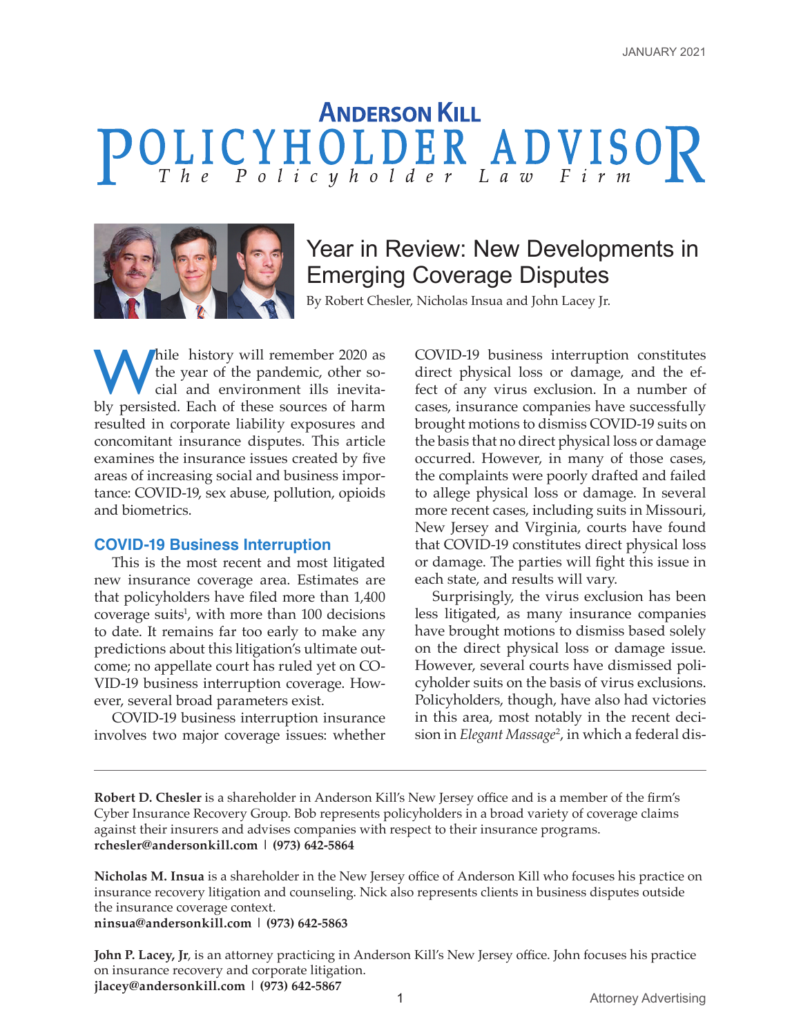JANUARY 2021

# ANDERSON KILL POLICYHOLDER ADVISOR

*The Policyholder Law Firm*

## Year in Review: New Developments in Emerging Coverage Disputes

By Robert Chesler, Nicholas Insua and John Lacey Jr.

While history will remember 2020 as the year of the pandemic, other social and environment ills inevitably persisted. Each of these sources of harm resulted in corporate liability exposures and concomitant insurance disputes. This article examines the insurance issues created by five areas of increasing social and business importance: COVID-19, sex abuse, pollution, opioids and biometrics.

### COVID-19 Business Interruption

This is the most recent and most litigated new insurance coverage area. Estimates are that policyholders have filed more than 1,400 coverage suits[1], with more than 100 decisions to date. It remains far too early to make any predictions about this litigation's ultimate outcome; no appellate court has ruled yet on COVID-19 business interruption coverage. However, several broad parameters exist.

COVID-19 business interruption insurance involves two major coverage issues: whether COVID-19 business interruption constitutes direct physical loss or damage, and the effect of any virus exclusion. In a number of cases, insurance companies have successfully brought motions to dismiss COVID-19 suits on the basis that no direct physical loss or damage occurred. However, in many of those cases, the complaints were poorly drafted and failed to allege physical loss or damage. In several more recent cases, including suits in Missouri, New Jersey and Virginia, courts have found that COVID-19 constitutes direct physical loss or damage. The parties will fight this issue in each state, and results will vary.

Surprisingly, the virus exclusion has been less litigated, as many insurance companies have brought motions to dismiss based solely on the direct physical loss or damage issue. However, several courts have dismissed policyholder suits on the basis of virus exclusions. Policyholders, though, have also had victories in this area, most notably in the recent decision in *Elegant Massage*[2], in which a federal dis-

---

**Robert D. Chesler** is a shareholder in Anderson Kill's New Jersey office and is a member of the firm's Cyber Insurance Recovery Group. Bob represents policyholders in a broad variety of coverage claims against their insurers and advises companies with respect to their insurance programs.
**rchesler@andersonkill.com | (973) 642-5864**

**Nicholas M. Insua** is a shareholder in the New Jersey office of Anderson Kill who focuses his practice on insurance recovery litigation and counseling. Nick also represents clients in business disputes outside the insurance coverage context.
**ninsua@andersonkill.com | (973) 642-5863**

**John P. Lacey, Jr**, is an attorney practicing in Anderson Kill's New Jersey office. John focuses his practice on insurance recovery and corporate litigation.
**jlacey@andersonkill.com | (973) 642-5867**

Attorney Advertising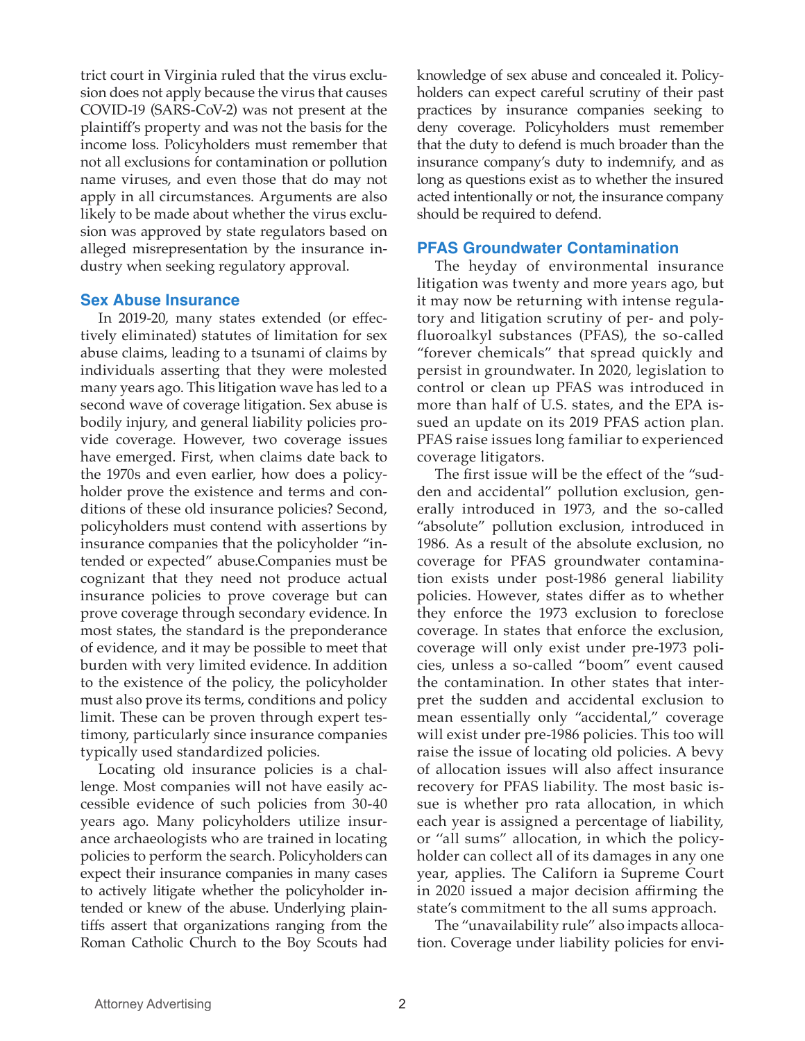trict court in Virginia ruled that the virus exclusion does not apply because the virus that causes COVID-19 (SARS-CoV-2) was not present at the plaintiff's property and was not the basis for the income loss. Policyholders must remember that not all exclusions for contamination or pollution name viruses, and even those that do may not apply in all circumstances. Arguments are also likely to be made about whether the virus exclusion was approved by state regulators based on alleged misrepresentation by the insurance industry when seeking regulatory approval.

## Sex Abuse Insurance

In 2019-20, many states extended (or effectively eliminated) statutes of limitation for sex abuse claims, leading to a tsunami of claims by individuals asserting that they were molested many years ago. This litigation wave has led to a second wave of coverage litigation. Sex abuse is bodily injury, and general liability policies provide coverage. However, two coverage issues have emerged. First, when claims date back to the 1970s and even earlier, how does a policyholder prove the existence and terms and conditions of these old insurance policies? Second, policyholders must contend with assertions by insurance companies that the policyholder "intended or expected" abuse.Companies must be cognizant that they need not produce actual insurance policies to prove coverage but can prove coverage through secondary evidence. In most states, the standard is the preponderance of evidence, and it may be possible to meet that burden with very limited evidence. In addition to the existence of the policy, the policyholder must also prove its terms, conditions and policy limit. These can be proven through expert testimony, particularly since insurance companies typically used standardized policies.

Locating old insurance policies is a challenge. Most companies will not have easily accessible evidence of such policies from 30-40 years ago. Many policyholders utilize insurance archaeologists who are trained in locating policies to perform the search. Policyholders can expect their insurance companies in many cases to actively litigate whether the policyholder intended or knew of the abuse. Underlying plaintiffs assert that organizations ranging from the Roman Catholic Church to the Boy Scouts had knowledge of sex abuse and concealed it. Policyholders can expect careful scrutiny of their past practices by insurance companies seeking to deny coverage. Policyholders must remember that the duty to defend is much broader than the insurance company's duty to indemnify, and as long as questions exist as to whether the insured acted intentionally or not, the insurance company should be required to defend.

## PFAS Groundwater Contamination

The heyday of environmental insurance litigation was twenty and more years ago, but it may now be returning with intense regulatory and litigation scrutiny of per- and polyfluoroalkyl substances (PFAS), the so-called "forever chemicals" that spread quickly and persist in groundwater. In 2020, legislation to control or clean up PFAS was introduced in more than half of U.S. states, and the EPA issued an update on its 2019 PFAS action plan. PFAS raise issues long familiar to experienced coverage litigators.

The first issue will be the effect of the "sudden and accidental" pollution exclusion, generally introduced in 1973, and the so-called "absolute" pollution exclusion, introduced in 1986. As a result of the absolute exclusion, no coverage for PFAS groundwater contamination exists under post-1986 general liability policies. However, states differ as to whether they enforce the 1973 exclusion to foreclose coverage. In states that enforce the exclusion, coverage will only exist under pre-1973 policies, unless a so-called "boom" event caused the contamination. In other states that interpret the sudden and accidental exclusion to mean essentially only "accidental," coverage will exist under pre-1986 policies. This too will raise the issue of locating old policies. A bevy of allocation issues will also affect insurance recovery for PFAS liability. The most basic issue is whether pro rata allocation, in which each year is assigned a percentage of liability, or "all sums" allocation, in which the policyholder can collect all of its damages in any one year, applies. The Californ ia Supreme Court in 2020 issued a major decision affirming the state's commitment to the all sums approach.

The "unavailability rule" also impacts allocation. Coverage under liability policies for envi-

Attorney Advertising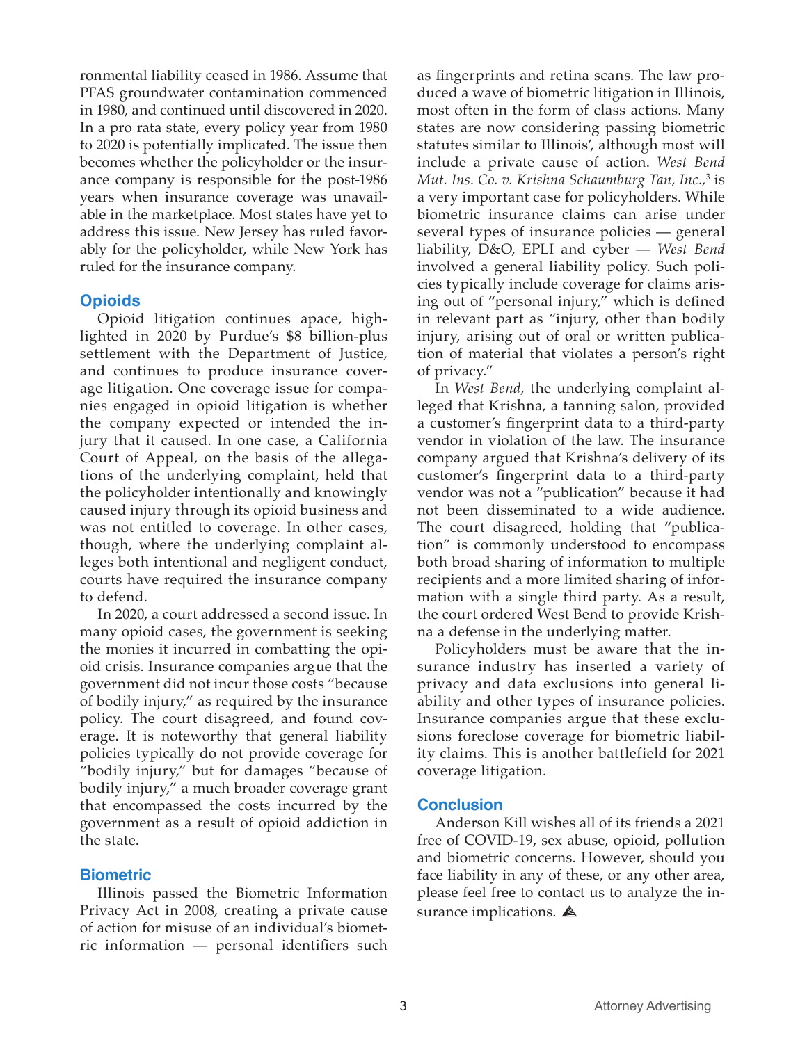ronmental liability ceased in 1986. Assume that PFAS groundwater contamination commenced in 1980, and continued until discovered in 2020. In a pro rata state, every policy year from 1980 to 2020 is potentially implicated. The issue then becomes whether the policyholder or the insurance company is responsible for the post-1986 years when insurance coverage was unavailable in the marketplace. Most states have yet to address this issue. New Jersey has ruled favorably for the policyholder, while New York has ruled for the insurance company.

## Opioids

Opioid litigation continues apace, highlighted in 2020 by Purdue's $8 billion-plus settlement with the Department of Justice, and continues to produce insurance coverage litigation. One coverage issue for companies engaged in opioid litigation is whether the company expected or intended the injury that it caused. In one case, a California Court of Appeal, on the basis of the allegations of the underlying complaint, held that the policyholder intentionally and knowingly caused injury through its opioid business and was not entitled to coverage. In other cases, though, where the underlying complaint alleges both intentional and negligent conduct, courts have required the insurance company to defend.

In 2020, a court addressed a second issue. In many opioid cases, the government is seeking the monies it incurred in combatting the opioid crisis. Insurance companies argue that the government did not incur those costs "because of bodily injury," as required by the insurance policy. The court disagreed, and found coverage. It is noteworthy that general liability policies typically do not provide coverage for "bodily injury," but for damages "because of bodily injury," a much broader coverage grant that encompassed the costs incurred by the government as a result of opioid addiction in the state.

## Biometric

Illinois passed the Biometric Information Privacy Act in 2008, creating a private cause of action for misuse of an individual's biometric information — personal identifiers such as fingerprints and retina scans. The law produced a wave of biometric litigation in Illinois, most often in the form of class actions. Many states are now considering passing biometric statutes similar to Illinois', although most will include a private cause of action. *West Bend Mut. Ins. Co. v. Krishna Schaumburg Tan, Inc.*,[3] is a very important case for policyholders. While biometric insurance claims can arise under several types of insurance policies — general liability, D&O, EPLI and cyber — *West Bend* involved a general liability policy. Such policies typically include coverage for claims arising out of "personal injury," which is defined in relevant part as "injury, other than bodily injury, arising out of oral or written publication of material that violates a person's right of privacy."

In *West Bend*, the underlying complaint alleged that Krishna, a tanning salon, provided a customer's fingerprint data to a third-party vendor in violation of the law. The insurance company argued that Krishna's delivery of its customer's fingerprint data to a third-party vendor was not a "publication" because it had not been disseminated to a wide audience. The court disagreed, holding that "publication" is commonly understood to encompass both broad sharing of information to multiple recipients and a more limited sharing of information with a single third party. As a result, the court ordered West Bend to provide Krishna a defense in the underlying matter.

Policyholders must be aware that the insurance industry has inserted a variety of privacy and data exclusions into general liability and other types of insurance policies. Insurance companies argue that these exclusions foreclose coverage for biometric liability claims. This is another battlefield for 2021 coverage litigation.

## Conclusion

Anderson Kill wishes all of its friends a 2021 free of COVID-19, sex abuse, opioid, pollution and biometric concerns. However, should you face liability in any of these, or any other area, please feel free to contact us to analyze the insurance implications.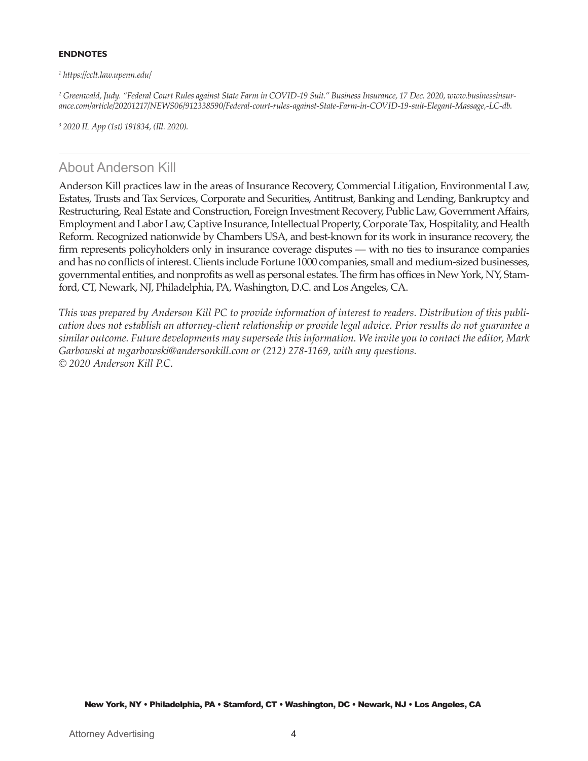#### ENDNOTES

[1] *https://cclt.law.upenn.edu/*

[2] *Greenwald, Judy. "Federal Court Rules against State Farm in COVID-19 Suit." Business Insurance, 17 Dec. 2020, www.businessinsurance.com/article/20201217/NEWS06/912338590/Federal-court-rules-against-State-Farm-in-COVID-19-suit-Elegant-Massage,-LC-db.*

[3] *2020 IL App (1st) 191834, (Ill. 2020).*

---

## About Anderson Kill

Anderson Kill practices law in the areas of Insurance Recovery, Commercial Litigation, Environmental Law, Estates, Trusts and Tax Services, Corporate and Securities, Antitrust, Banking and Lending, Bankruptcy and Restructuring, Real Estate and Construction, Foreign Investment Recovery, Public Law, Government Affairs, Employment and Labor Law, Captive Insurance, Intellectual Property, Corporate Tax, Hospitality, and Health Reform. Recognized nationwide by Chambers USA, and best-known for its work in insurance recovery, the firm represents policyholders only in insurance coverage disputes — with no ties to insurance companies and has no conflicts of interest. Clients include Fortune 1000 companies, small and medium-sized businesses, governmental entities, and nonprofits as well as personal estates. The firm has offices in New York, NY, Stamford, CT, Newark, NJ, Philadelphia, PA, Washington, D.C. and Los Angeles, CA.

*This was prepared by Anderson Kill PC to provide information of interest to readers. Distribution of this publication does not establish an attorney-client relationship or provide legal advice. Prior results do not guarantee a similar outcome. Future developments may supersede this information. We invite you to contact the editor, Mark Garbowski at mgarbowski@andersonkill.com or (212) 278-1169, with any questions.*
*© 2020 Anderson Kill P.C.*

**New York, NY • Philadelphia, PA • Stamford, CT • Washington, DC • Newark, NJ • Los Angeles, CA**

Attorney Advertising